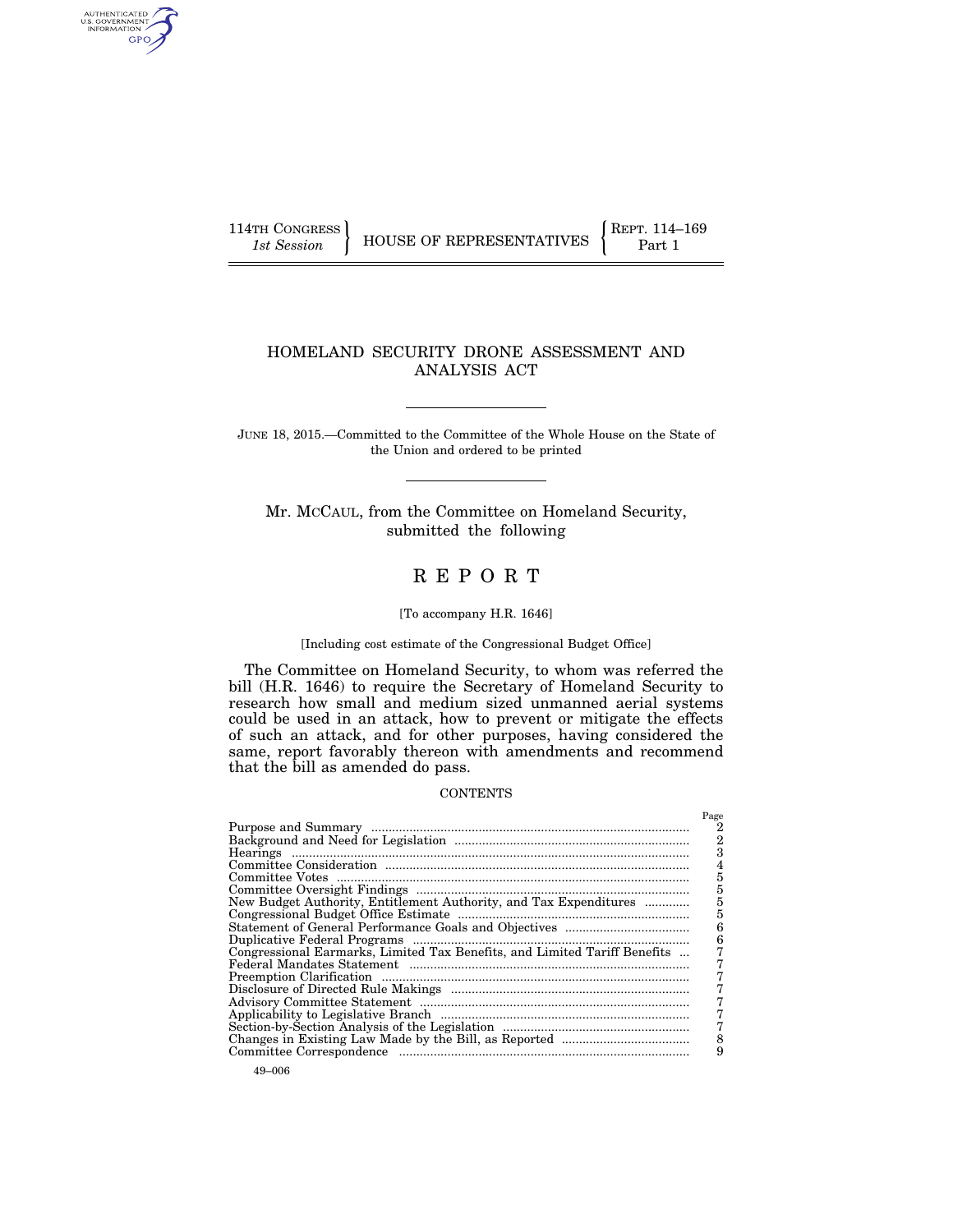114TH CONGRESS
*1st Session*

HOUSE OF REPRESENTATIVES

REPT. 114–169
Part 1

# HOMELAND SECURITY DRONE ASSESSMENT AND ANALYSIS ACT

JUNE 18, 2015.—Committed to the Committee of the Whole House on the State of the Union and ordered to be printed

Mr. MCCAUL, from the Committee on Homeland Security, submitted the following

# R E P O R T

[To accompany H.R. 1646]

[Including cost estimate of the Congressional Budget Office]

The Committee on Homeland Security, to whom was referred the bill (H.R. 1646) to require the Secretary of Homeland Security to research how small and medium sized unmanned aerial systems could be used in an attack, how to prevent or mitigate the effects of such an attack, and for other purposes, having considered the same, report favorably thereon with amendments and recommend that the bill as amended do pass.

CONTENTS

| | Page |
|---|---|
| Purpose and Summary | 2 |
| Background and Need for Legislation | 2 |
| Hearings | 3 |
| Committee Consideration | 4 |
| Committee Votes | 5 |
| Committee Oversight Findings | 5 |
| New Budget Authority, Entitlement Authority, and Tax Expenditures | 5 |
| Congressional Budget Office Estimate | 5 |
| Statement of General Performance Goals and Objectives | 6 |
| Duplicative Federal Programs | 6 |
| Congressional Earmarks, Limited Tax Benefits, and Limited Tariff Benefits | 7 |
| Federal Mandates Statement | 7 |
| Preemption Clarification | 7 |
| Disclosure of Directed Rule Makings | 7 |
| Advisory Committee Statement | 7 |
| Applicability to Legislative Branch | 7 |
| Section-by-Section Analysis of the Legislation | 7 |
| Changes in Existing Law Made by the Bill, as Reported | 8 |
| Committee Correspondence | 9 |

49–006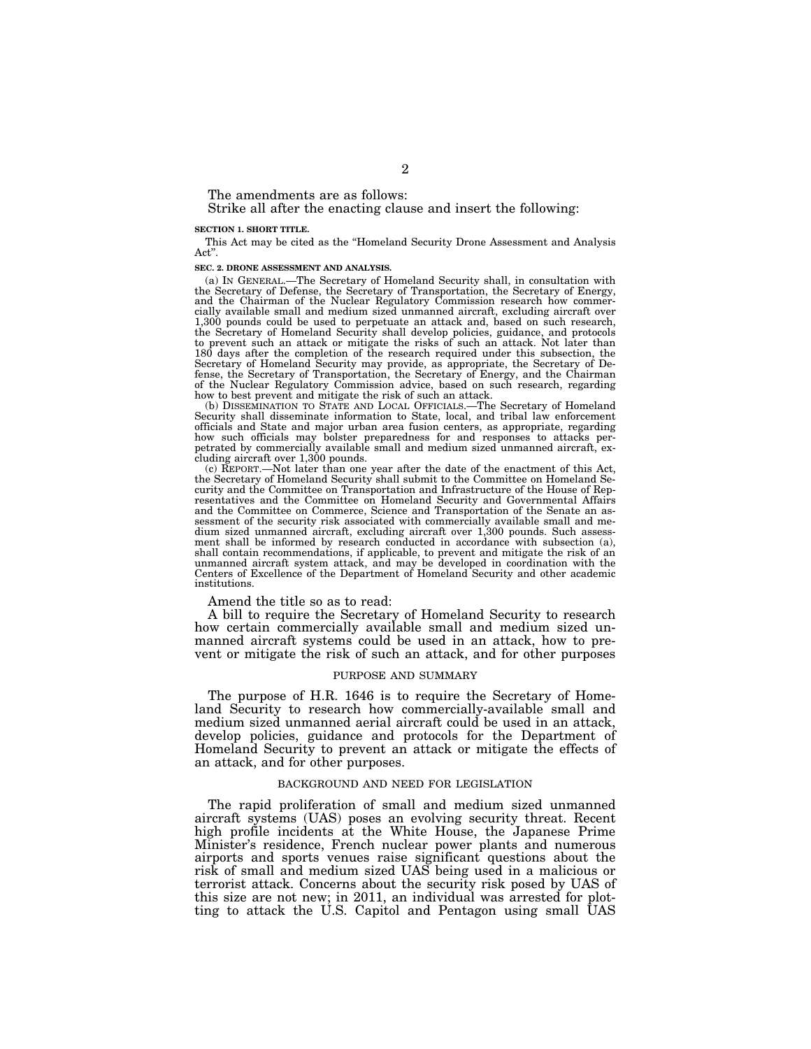The amendments are as follows:

Strike all after the enacting clause and insert the following:

**SECTION 1. SHORT TITLE.**

This Act may be cited as the "Homeland Security Drone Assessment and Analysis Act".

**SEC. 2. DRONE ASSESSMENT AND ANALYSIS.**

(a) IN GENERAL.—The Secretary of Homeland Security shall, in consultation with the Secretary of Defense, the Secretary of Transportation, the Secretary of Energy, and the Chairman of the Nuclear Regulatory Commission research how commercially available small and medium sized unmanned aircraft, excluding aircraft over 1,300 pounds could be used to perpetuate an attack and, based on such research, the Secretary of Homeland Security shall develop policies, guidance, and protocols to prevent such an attack or mitigate the risks of such an attack. Not later than 180 days after the completion of the research required under this subsection, the Secretary of Homeland Security may provide, as appropriate, the Secretary of Defense, the Secretary of Transportation, the Secretary of Energy, and the Chairman of the Nuclear Regulatory Commission advice, based on such research, regarding how to best prevent and mitigate the risk of such an attack.

(b) DISSEMINATION TO STATE AND LOCAL OFFICIALS.—The Secretary of Homeland Security shall disseminate information to State, local, and tribal law enforcement officials and State and major urban area fusion centers, as appropriate, regarding how such officials may bolster preparedness for and responses to attacks perpetrated by commercially available small and medium sized unmanned aircraft, excluding aircraft over 1,300 pounds.

(c) REPORT.—Not later than one year after the date of the enactment of this Act, the Secretary of Homeland Security shall submit to the Committee on Homeland Security and the Committee on Transportation and Infrastructure of the House of Representatives and the Committee on Homeland Security and Governmental Affairs and the Committee on Commerce, Science and Transportation of the Senate an assessment of the security risk associated with commercially available small and medium sized unmanned aircraft, excluding aircraft over 1,300 pounds. Such assessment shall be informed by research conducted in accordance with subsection (a), shall contain recommendations, if applicable, to prevent and mitigate the risk of an unmanned aircraft system attack, and may be developed in coordination with the Centers of Excellence of the Department of Homeland Security and other academic institutions.

Amend the title so as to read:

A bill to require the Secretary of Homeland Security to research how certain commercially available small and medium sized unmanned aircraft systems could be used in an attack, how to prevent or mitigate the risk of such an attack, and for other purposes

## PURPOSE AND SUMMARY

The purpose of H.R. 1646 is to require the Secretary of Homeland Security to research how commercially-available small and medium sized unmanned aerial aircraft could be used in an attack, develop policies, guidance and protocols for the Department of Homeland Security to prevent an attack or mitigate the effects of an attack, and for other purposes.

## BACKGROUND AND NEED FOR LEGISLATION

The rapid proliferation of small and medium sized unmanned aircraft systems (UAS) poses an evolving security threat. Recent high profile incidents at the White House, the Japanese Prime Minister's residence, French nuclear power plants and numerous airports and sports venues raise significant questions about the risk of small and medium sized UAS being used in a malicious or terrorist attack. Concerns about the security risk posed by UAS of this size are not new; in 2011, an individual was arrested for plotting to attack the U.S. Capitol and Pentagon using small UAS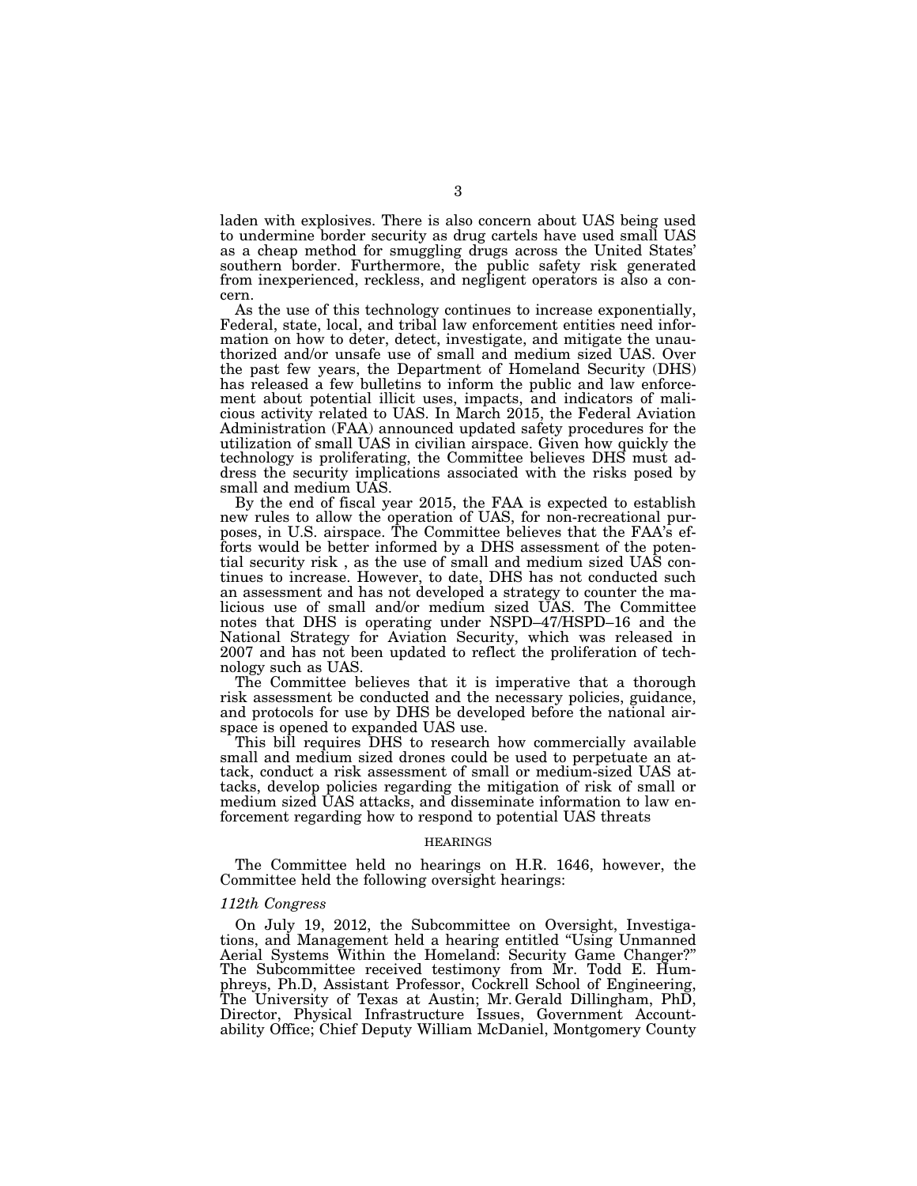laden with explosives. There is also concern about UAS being used to undermine border security as drug cartels have used small UAS as a cheap method for smuggling drugs across the United States' southern border. Furthermore, the public safety risk generated from inexperienced, reckless, and negligent operators is also a concern.

As the use of this technology continues to increase exponentially, Federal, state, local, and tribal law enforcement entities need information on how to deter, detect, investigate, and mitigate the unauthorized and/or unsafe use of small and medium sized UAS. Over the past few years, the Department of Homeland Security (DHS) has released a few bulletins to inform the public and law enforcement about potential illicit uses, impacts, and indicators of malicious activity related to UAS. In March 2015, the Federal Aviation Administration (FAA) announced updated safety procedures for the utilization of small UAS in civilian airspace. Given how quickly the technology is proliferating, the Committee believes DHS must address the security implications associated with the risks posed by small and medium UAS.

By the end of fiscal year 2015, the FAA is expected to establish new rules to allow the operation of UAS, for non-recreational purposes, in U.S. airspace. The Committee believes that the FAA's efforts would be better informed by a DHS assessment of the potential security risk , as the use of small and medium sized UAS continues to increase. However, to date, DHS has not conducted such an assessment and has not developed a strategy to counter the malicious use of small and/or medium sized UAS. The Committee notes that DHS is operating under NSPD–47/HSPD–16 and the National Strategy for Aviation Security, which was released in 2007 and has not been updated to reflect the proliferation of technology such as UAS.

The Committee believes that it is imperative that a thorough risk assessment be conducted and the necessary policies, guidance, and protocols for use by DHS be developed before the national airspace is opened to expanded UAS use.

This bill requires DHS to research how commercially available small and medium sized drones could be used to perpetuate an attack, conduct a risk assessment of small or medium-sized UAS attacks, develop policies regarding the mitigation of risk of small or medium sized UAS attacks, and disseminate information to law enforcement regarding how to respond to potential UAS threats

## HEARINGS

The Committee held no hearings on H.R. 1646, however, the Committee held the following oversight hearings:

*112th Congress*

On July 19, 2012, the Subcommittee on Oversight, Investigations, and Management held a hearing entitled "Using Unmanned Aerial Systems Within the Homeland: Security Game Changer?" The Subcommittee received testimony from Mr. Todd E. Humphreys, Ph.D, Assistant Professor, Cockrell School of Engineering, The University of Texas at Austin; Mr. Gerald Dillingham, PhD, Director, Physical Infrastructure Issues, Government Accountability Office; Chief Deputy William McDaniel, Montgomery County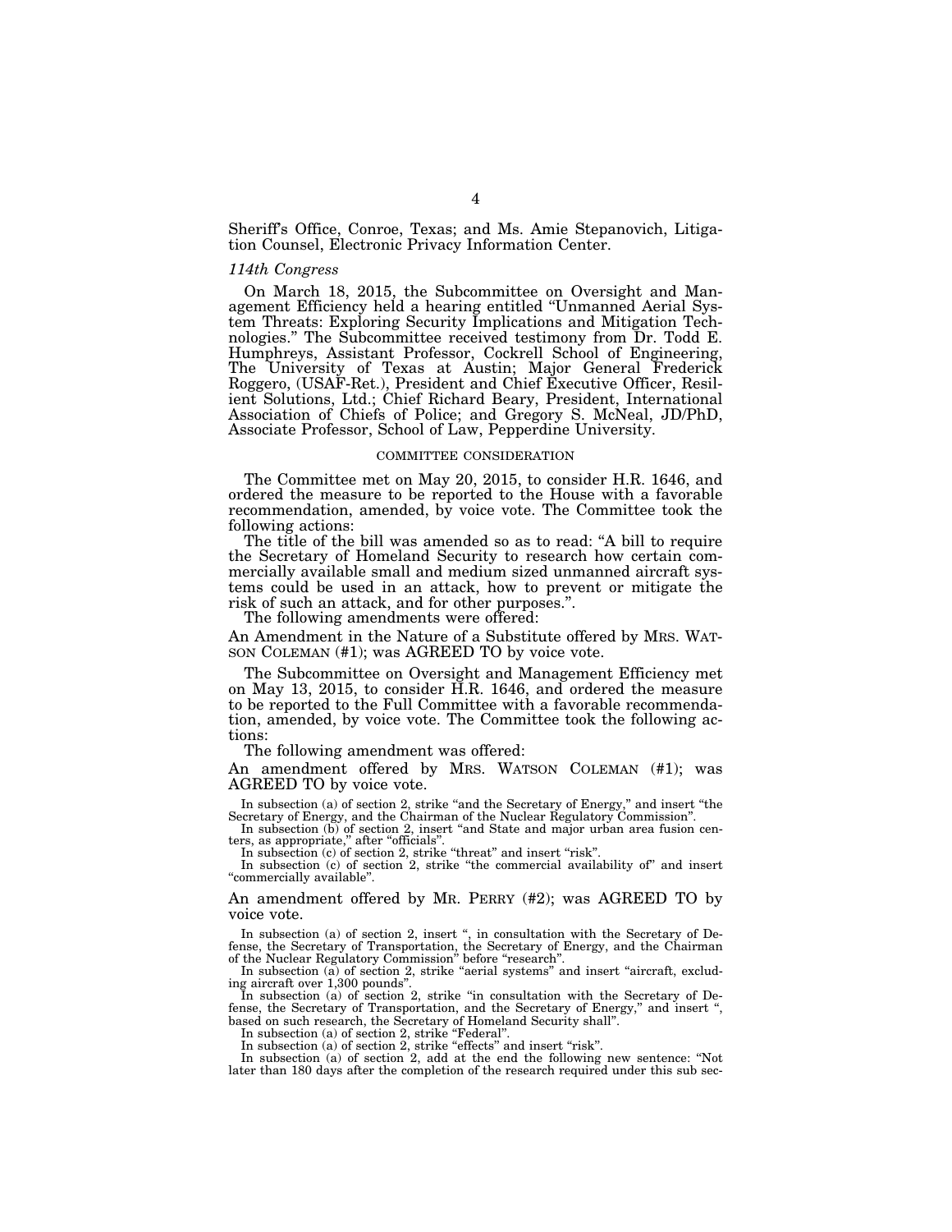Sheriff's Office, Conroe, Texas; and Ms. Amie Stepanovich, Litigation Counsel, Electronic Privacy Information Center.

*114th Congress*

On March 18, 2015, the Subcommittee on Oversight and Management Efficiency held a hearing entitled "Unmanned Aerial System Threats: Exploring Security Implications and Mitigation Technologies." The Subcommittee received testimony from Dr. Todd E. Humphreys, Assistant Professor, Cockrell School of Engineering, The University of Texas at Austin; Major General Frederick Roggero, (USAF-Ret.), President and Chief Executive Officer, Resilient Solutions, Ltd.; Chief Richard Beary, President, International Association of Chiefs of Police; and Gregory S. McNeal, JD/PhD, Associate Professor, School of Law, Pepperdine University.

## COMMITTEE CONSIDERATION

The Committee met on May 20, 2015, to consider H.R. 1646, and ordered the measure to be reported to the House with a favorable recommendation, amended, by voice vote. The Committee took the following actions:

The title of the bill was amended so as to read: "A bill to require the Secretary of Homeland Security to research how certain commercially available small and medium sized unmanned aircraft systems could be used in an attack, how to prevent or mitigate the risk of such an attack, and for other purposes.".

The following amendments were offered:

An Amendment in the Nature of a Substitute offered by MRS. WATSON COLEMAN (#1); was AGREED TO by voice vote.

The Subcommittee on Oversight and Management Efficiency met on May 13, 2015, to consider H.R. 1646, and ordered the measure to be reported to the Full Committee with a favorable recommendation, amended, by voice vote. The Committee took the following actions:

The following amendment was offered:

An amendment offered by MRS. WATSON COLEMAN (#1); was AGREED TO by voice vote.

In subsection (a) of section 2, strike "and the Secretary of Energy," and insert "the Secretary of Energy, and the Chairman of the Nuclear Regulatory Commission".

In subsection (b) of section 2, insert "and State and major urban area fusion centers, as appropriate," after "officials".

In subsection (c) of section 2, strike "threat" and insert "risk".

In subsection (c) of section 2, strike "the commercial availability of" and insert "commercially available".

An amendment offered by MR. PERRY (#2); was AGREED TO by voice vote.

In subsection (a) of section 2, insert ", in consultation with the Secretary of Defense, the Secretary of Transportation, the Secretary of Energy, and the Chairman of the Nuclear Regulatory Commission" before "research".

In subsection (a) of section 2, strike "aerial systems" and insert "aircraft, excluding aircraft over 1,300 pounds".

In subsection (a) of section 2, strike "in consultation with the Secretary of Defense, the Secretary of Transportation, and the Secretary of Energy," and insert ", based on such research, the Secretary of Homeland Security shall".

In subsection (a) of section 2, strike "Federal".

In subsection (a) of section 2, strike "effects" and insert "risk".

In subsection (a) of section 2, add at the end the following new sentence: "Not later than 180 days after the completion of the research required under this sub sec-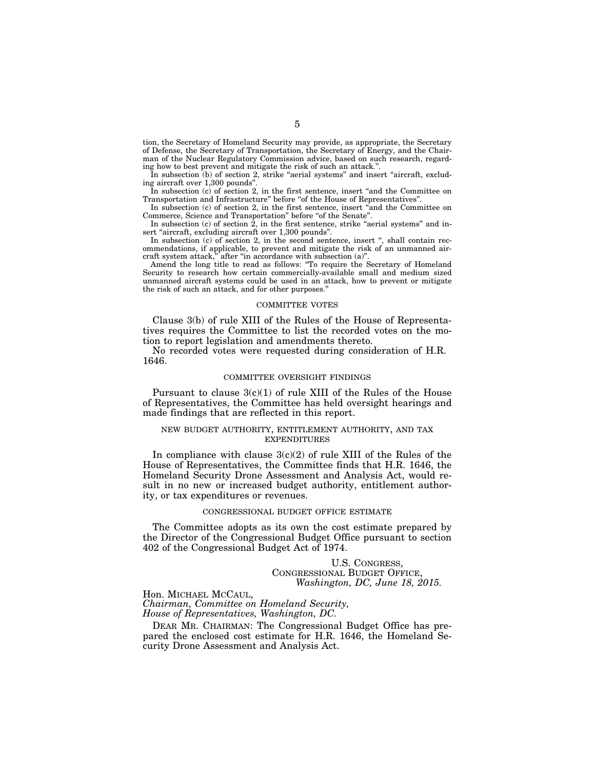tion, the Secretary of Homeland Security may provide, as appropriate, the Secretary of Defense, the Secretary of Transportation, the Secretary of Energy, and the Chairman of the Nuclear Regulatory Commission advice, based on such research, regarding how to best prevent and mitigate the risk of such an attack.".

In subsection (b) of section 2, strike "aerial systems" and insert "aircraft, excluding aircraft over 1,300 pounds".

In subsection (c) of section 2, in the first sentence, insert "and the Committee on Transportation and Infrastructure" before "of the House of Representatives".

In subsection (c) of section 2, in the first sentence, insert "and the Committee on Commerce, Science and Transportation" before "of the Senate".

In subsection (c) of section 2, in the first sentence, strike "aerial systems" and insert "aircraft, excluding aircraft over 1,300 pounds".

In subsection (c) of section 2, in the second sentence, insert ", shall contain recommendations, if applicable, to prevent and mitigate the risk of an unmanned aircraft system attack," after "in accordance with subsection (a)".

Amend the long title to read as follows: "To require the Secretary of Homeland Security to research how certain commercially-available small and medium sized unmanned aircraft systems could be used in an attack, how to prevent or mitigate the risk of such an attack, and for other purposes."

## COMMITTEE VOTES

Clause 3(b) of rule XIII of the Rules of the House of Representatives requires the Committee to list the recorded votes on the motion to report legislation and amendments thereto.

No recorded votes were requested during consideration of H.R. 1646.

## COMMITTEE OVERSIGHT FINDINGS

Pursuant to clause 3(c)(1) of rule XIII of the Rules of the House of Representatives, the Committee has held oversight hearings and made findings that are reflected in this report.

## NEW BUDGET AUTHORITY, ENTITLEMENT AUTHORITY, AND TAX EXPENDITURES

In compliance with clause 3(c)(2) of rule XIII of the Rules of the House of Representatives, the Committee finds that H.R. 1646, the Homeland Security Drone Assessment and Analysis Act, would result in no new or increased budget authority, entitlement authority, or tax expenditures or revenues.

## CONGRESSIONAL BUDGET OFFICE ESTIMATE

The Committee adopts as its own the cost estimate prepared by the Director of the Congressional Budget Office pursuant to section 402 of the Congressional Budget Act of 1974.

U.S. CONGRESS,
CONGRESSIONAL BUDGET OFFICE,
*Washington, DC, June 18, 2015.*

Hon. MICHAEL MCCAUL,
*Chairman, Committee on Homeland Security,*
*House of Representatives, Washington, DC.*

DEAR MR. CHAIRMAN: The Congressional Budget Office has prepared the enclosed cost estimate for H.R. 1646, the Homeland Security Drone Assessment and Analysis Act.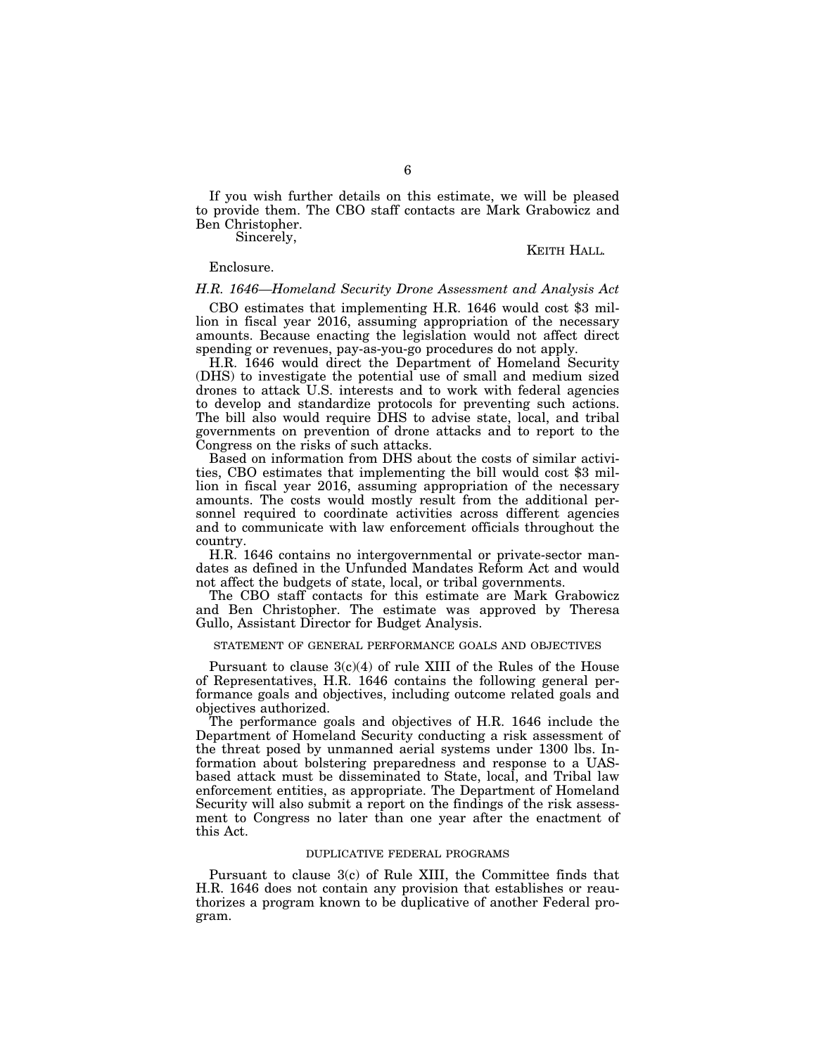If you wish further details on this estimate, we will be pleased to provide them. The CBO staff contacts are Mark Grabowicz and Ben Christopher.

Sincerely,

KEITH HALL.

Enclosure.

*H.R. 1646—Homeland Security Drone Assessment and Analysis Act*

CBO estimates that implementing H.R. 1646 would cost $3 million in fiscal year 2016, assuming appropriation of the necessary amounts. Because enacting the legislation would not affect direct spending or revenues, pay-as-you-go procedures do not apply.

H.R. 1646 would direct the Department of Homeland Security (DHS) to investigate the potential use of small and medium sized drones to attack U.S. interests and to work with federal agencies to develop and standardize protocols for preventing such actions. The bill also would require DHS to advise state, local, and tribal governments on prevention of drone attacks and to report to the Congress on the risks of such attacks.

Based on information from DHS about the costs of similar activities, CBO estimates that implementing the bill would cost $3 million in fiscal year 2016, assuming appropriation of the necessary amounts. The costs would mostly result from the additional personnel required to coordinate activities across different agencies and to communicate with law enforcement officials throughout the country.

H.R. 1646 contains no intergovernmental or private-sector mandates as defined in the Unfunded Mandates Reform Act and would not affect the budgets of state, local, or tribal governments.

The CBO staff contacts for this estimate are Mark Grabowicz and Ben Christopher. The estimate was approved by Theresa Gullo, Assistant Director for Budget Analysis.

## STATEMENT OF GENERAL PERFORMANCE GOALS AND OBJECTIVES

Pursuant to clause 3(c)(4) of rule XIII of the Rules of the House of Representatives, H.R. 1646 contains the following general performance goals and objectives, including outcome related goals and objectives authorized.

The performance goals and objectives of H.R. 1646 include the Department of Homeland Security conducting a risk assessment of the threat posed by unmanned aerial systems under 1300 lbs. Information about bolstering preparedness and response to a UAS-based attack must be disseminated to State, local, and Tribal law enforcement entities, as appropriate. The Department of Homeland Security will also submit a report on the findings of the risk assessment to Congress no later than one year after the enactment of this Act.

## DUPLICATIVE FEDERAL PROGRAMS

Pursuant to clause 3(c) of Rule XIII, the Committee finds that H.R. 1646 does not contain any provision that establishes or reauthorizes a program known to be duplicative of another Federal program.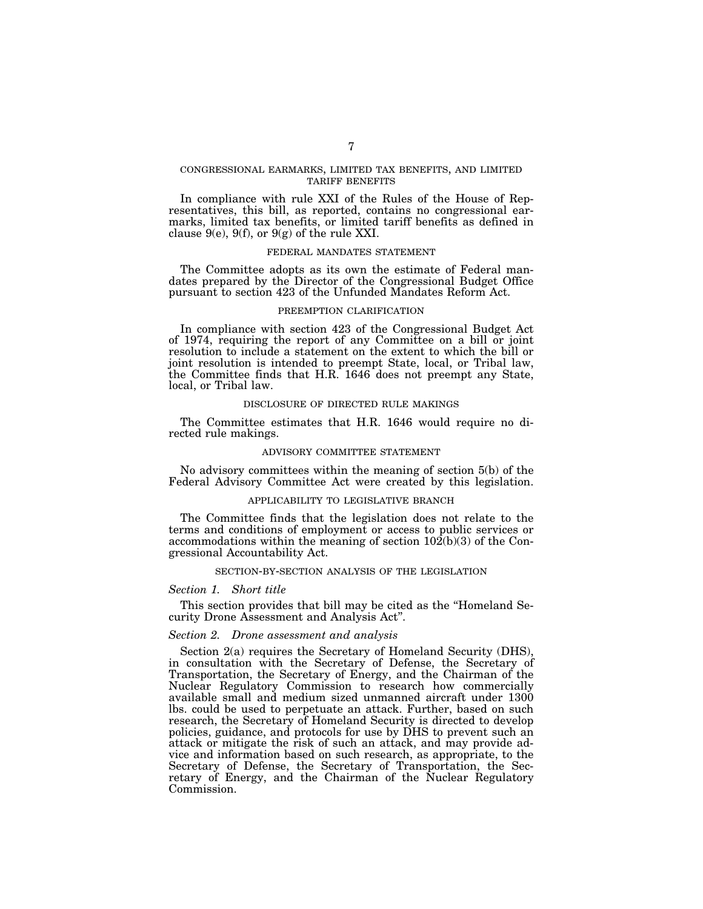## CONGRESSIONAL EARMARKS, LIMITED TAX BENEFITS, AND LIMITED TARIFF BENEFITS

In compliance with rule XXI of the Rules of the House of Representatives, this bill, as reported, contains no congressional earmarks, limited tax benefits, or limited tariff benefits as defined in clause 9(e), 9(f), or 9(g) of the rule XXI.

## FEDERAL MANDATES STATEMENT

The Committee adopts as its own the estimate of Federal mandates prepared by the Director of the Congressional Budget Office pursuant to section 423 of the Unfunded Mandates Reform Act.

## PREEMPTION CLARIFICATION

In compliance with section 423 of the Congressional Budget Act of 1974, requiring the report of any Committee on a bill or joint resolution to include a statement on the extent to which the bill or joint resolution is intended to preempt State, local, or Tribal law, the Committee finds that H.R. 1646 does not preempt any State, local, or Tribal law.

## DISCLOSURE OF DIRECTED RULE MAKINGS

The Committee estimates that H.R. 1646 would require no directed rule makings.

## ADVISORY COMMITTEE STATEMENT

No advisory committees within the meaning of section 5(b) of the Federal Advisory Committee Act were created by this legislation.

## APPLICABILITY TO LEGISLATIVE BRANCH

The Committee finds that the legislation does not relate to the terms and conditions of employment or access to public services or accommodations within the meaning of section 102(b)(3) of the Congressional Accountability Act.

## SECTION-BY-SECTION ANALYSIS OF THE LEGISLATION

### *Section 1. Short title*

This section provides that bill may be cited as the "Homeland Security Drone Assessment and Analysis Act".

### *Section 2. Drone assessment and analysis*

Section 2(a) requires the Secretary of Homeland Security (DHS), in consultation with the Secretary of Defense, the Secretary of Transportation, the Secretary of Energy, and the Chairman of the Nuclear Regulatory Commission to research how commercially available small and medium sized unmanned aircraft under 1300 lbs. could be used to perpetuate an attack. Further, based on such research, the Secretary of Homeland Security is directed to develop policies, guidance, and protocols for use by DHS to prevent such an attack or mitigate the risk of such an attack, and may provide advice and information based on such research, as appropriate, to the Secretary of Defense, the Secretary of Transportation, the Secretary of Energy, and the Chairman of the Nuclear Regulatory Commission.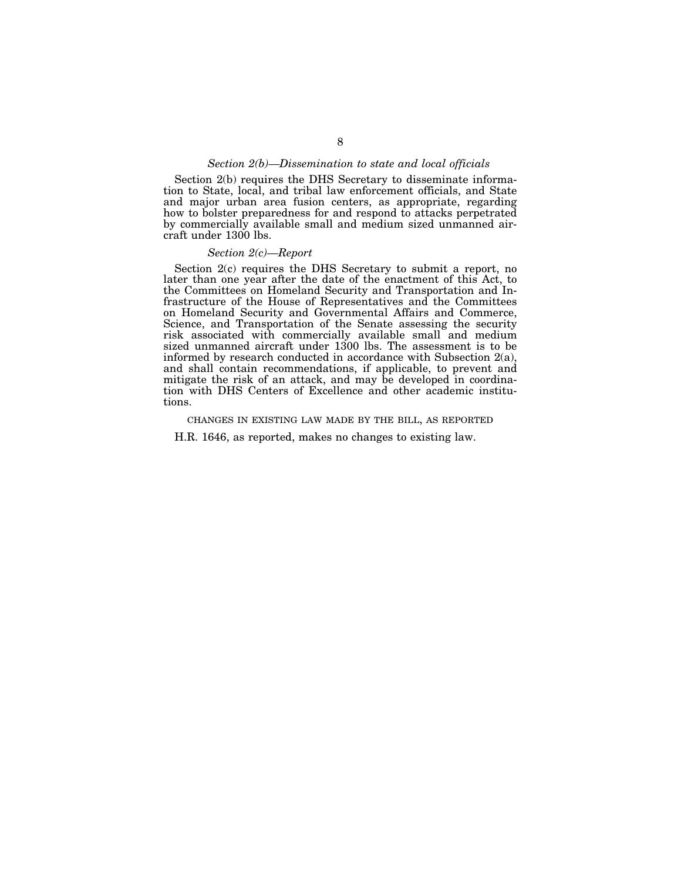### *Section 2(b)—Dissemination to state and local officials*

Section 2(b) requires the DHS Secretary to disseminate information to State, local, and tribal law enforcement officials, and State and major urban area fusion centers, as appropriate, regarding how to bolster preparedness for and respond to attacks perpetrated by commercially available small and medium sized unmanned aircraft under 1300 lbs.

### *Section 2(c)—Report*

Section 2(c) requires the DHS Secretary to submit a report, no later than one year after the date of the enactment of this Act, to the Committees on Homeland Security and Transportation and Infrastructure of the House of Representatives and the Committees on Homeland Security and Governmental Affairs and Commerce, Science, and Transportation of the Senate assessing the security risk associated with commercially available small and medium sized unmanned aircraft under 1300 lbs. The assessment is to be informed by research conducted in accordance with Subsection 2(a), and shall contain recommendations, if applicable, to prevent and mitigate the risk of an attack, and may be developed in coordination with DHS Centers of Excellence and other academic institutions.

## CHANGES IN EXISTING LAW MADE BY THE BILL, AS REPORTED

H.R. 1646, as reported, makes no changes to existing law.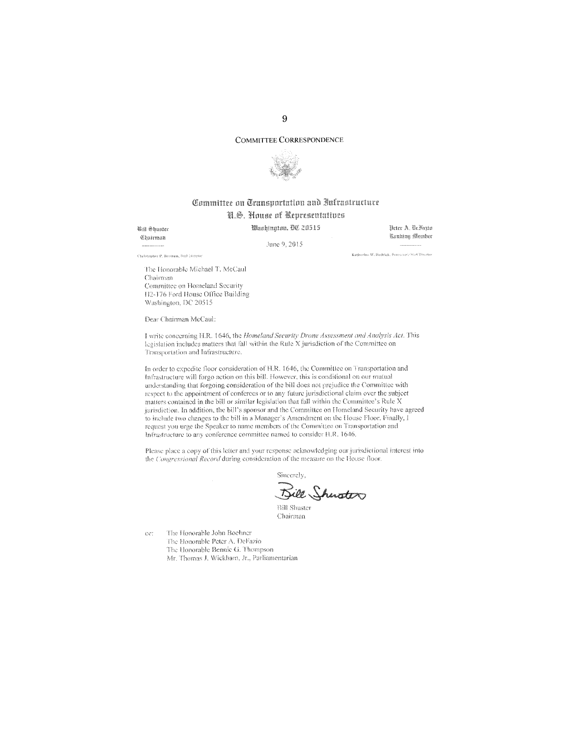## COMMITTEE CORRESPONDENCE

**Committee on Transportation and Infrastructure**
**U.S. House of Representatives**
**Washington, DC 20515**

Bill Shuster
Chairman

Christopher P. Bertram, Staff Director

Peter A. DeFazio
Ranking Member

Katherine W. Dedrick, Democratic Staff Director

June 9, 2015

The Honorable Michael T. McCaul
Chairman
Committee on Homeland Security
H2-176 Ford House Office Building
Washington, DC 20515

Dear Chairman McCaul:

I write concerning H.R. 1646, the *Homeland Security Drone Assessment and Analysis Act*. This legislation includes matters that fall within the Rule X jurisdiction of the Committee on Transportation and Infrastructure.

In order to expedite floor consideration of H.R. 1646, the Committee on Transportation and Infrastructure will forgo action on this bill. However, this is conditional on our mutual understanding that forgoing consideration of the bill does not prejudice the Committee with respect to the appointment of conferees or to any future jurisdictional claim over the subject matters contained in the bill or similar legislation that fall within the Committee's Rule X jurisdiction. In addition, the bill's sponsor and the Committee on Homeland Security have agreed to include two changes to the bill in a Manager's Amendment on the House Floor. Finally, I request you urge the Speaker to name members of the Committee on Transportation and Infrastructure to any conference committee named to consider H.R. 1646.

Please place a copy of this letter and your response acknowledging our jurisdictional interest into the *Congressional Record* during consideration of the measure on the House floor.

Sincerely,

Bill Shuster
Chairman

cc: The Honorable John Boehner
The Honorable Peter A. DeFazio
The Honorable Bennie G. Thompson
Mr. Thomas J. Wickham, Jr., Parliamentarian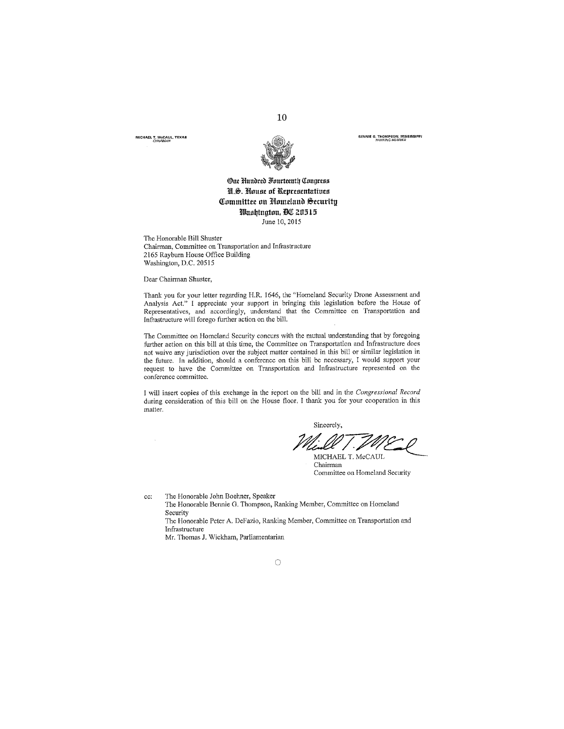MICHAEL T. McCAUL, TEXAS
CHAIRMAN

BENNIE G. THOMPSON, MISSISSIPPI
RANKING MEMBER

**One Hundred Fourteenth Congress**
**U.S. House of Representatives**
**Committee on Homeland Security**
**Washington, DC 20515**

June 10, 2015

The Honorable Bill Shuster
Chairman, Committee on Transportation and Infrastructure
2165 Rayburn House Office Building
Washington, D.C. 20515

Dear Chairman Shuster,

Thank you for your letter regarding H.R. 1646, the "Homeland Security Drone Assessment and Analysis Act." I appreciate your support in bringing this legislation before the House of Representatives, and accordingly, understand that the Committee on Transportation and Infrastructure will forego further action on the bill.

The Committee on Homeland Security concurs with the mutual understanding that by foregoing further action on this bill at this time, the Committee on Transportation and Infrastructure does not waive any jurisdiction over the subject matter contained in this bill or similar legislation in the future. In addition, should a conference on this bill be necessary, I would support your request to have the Committee on Transportation and Infrastructure represented on the conference committee.

I will insert copies of this exchange in the report on the bill and in the *Congressional Record* during consideration of this bill on the House floor. I thank you for your cooperation in this matter.

Sincerely,

MICHAEL T. McCAUL
Chairman
Committee on Homeland Security

cc: The Honorable John Boehner, Speaker
The Honorable Bennie G. Thompson, Ranking Member, Committee on Homeland Security
The Honorable Peter A. DeFazio, Ranking Member, Committee on Transportation and Infrastructure
Mr. Thomas J. Wickham, Parliamentarian